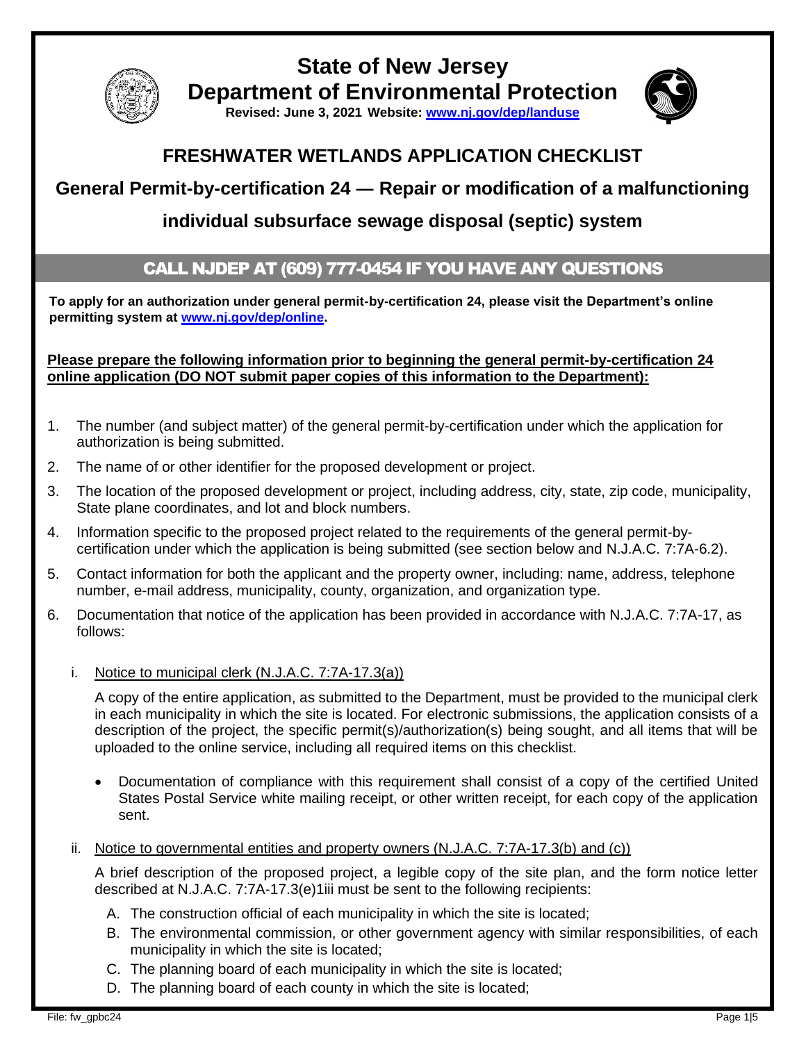# State of New Jersey

# Department of Environmental Protection

**Revised: June 3, 2021 Website: [www.nj.gov/dep/landuse](http://www.nj.gov/dep/landuse)**

## FRESHWATER WETLANDS APPLICATION CHECKLIST

## General Permit-by-certification 24 — Repair or modification of a malfunctioning individual subsurface sewage disposal (septic) system

### CALL NJDEP AT (609) 777-0454 IF YOU HAVE ANY QUESTIONS

**To apply for an authorization under general permit-by-certification 24, please visit the Department's online permitting system at [www.nj.gov/dep/online](http://www.nj.gov/dep/online).**

**Please prepare the following information prior to beginning the general permit-by-certification 24 online application (DO NOT submit paper copies of this information to the Department):**

1. The number (and subject matter) of the general permit-by-certification under which the application for authorization is being submitted.
2. The name of or other identifier for the proposed development or project.
3. The location of the proposed development or project, including address, city, state, zip code, municipality, State plane coordinates, and lot and block numbers.
4. Information specific to the proposed project related to the requirements of the general permit-by-certification under which the application is being submitted (see section below and N.J.A.C. 7:7A-6.2).
5. Contact information for both the applicant and the property owner, including: name, address, telephone number, e-mail address, municipality, county, organization, and organization type.
6. Documentation that notice of the application has been provided in accordance with N.J.A.C. 7:7A-17, as follows:

   i. Notice to municipal clerk (N.J.A.C. 7:7A-17.3(a))

   A copy of the entire application, as submitted to the Department, must be provided to the municipal clerk in each municipality in which the site is located. For electronic submissions, the application consists of a description of the project, the specific permit(s)/authorization(s) being sought, and all items that will be uploaded to the online service, including all required items on this checklist.

   - Documentation of compliance with this requirement shall consist of a copy of the certified United States Postal Service white mailing receipt, or other written receipt, for each copy of the application sent.

   ii. Notice to governmental entities and property owners (N.J.A.C. 7:7A-17.3(b) and (c))

   A brief description of the proposed project, a legible copy of the site plan, and the form notice letter described at N.J.A.C. 7:7A-17.3(e)1iii must be sent to the following recipients:

   A. The construction official of each municipality in which the site is located;
   B. The environmental commission, or other government agency with similar responsibilities, of each municipality in which the site is located;
   C. The planning board of each municipality in which the site is located;
   D. The planning board of each county in which the site is located;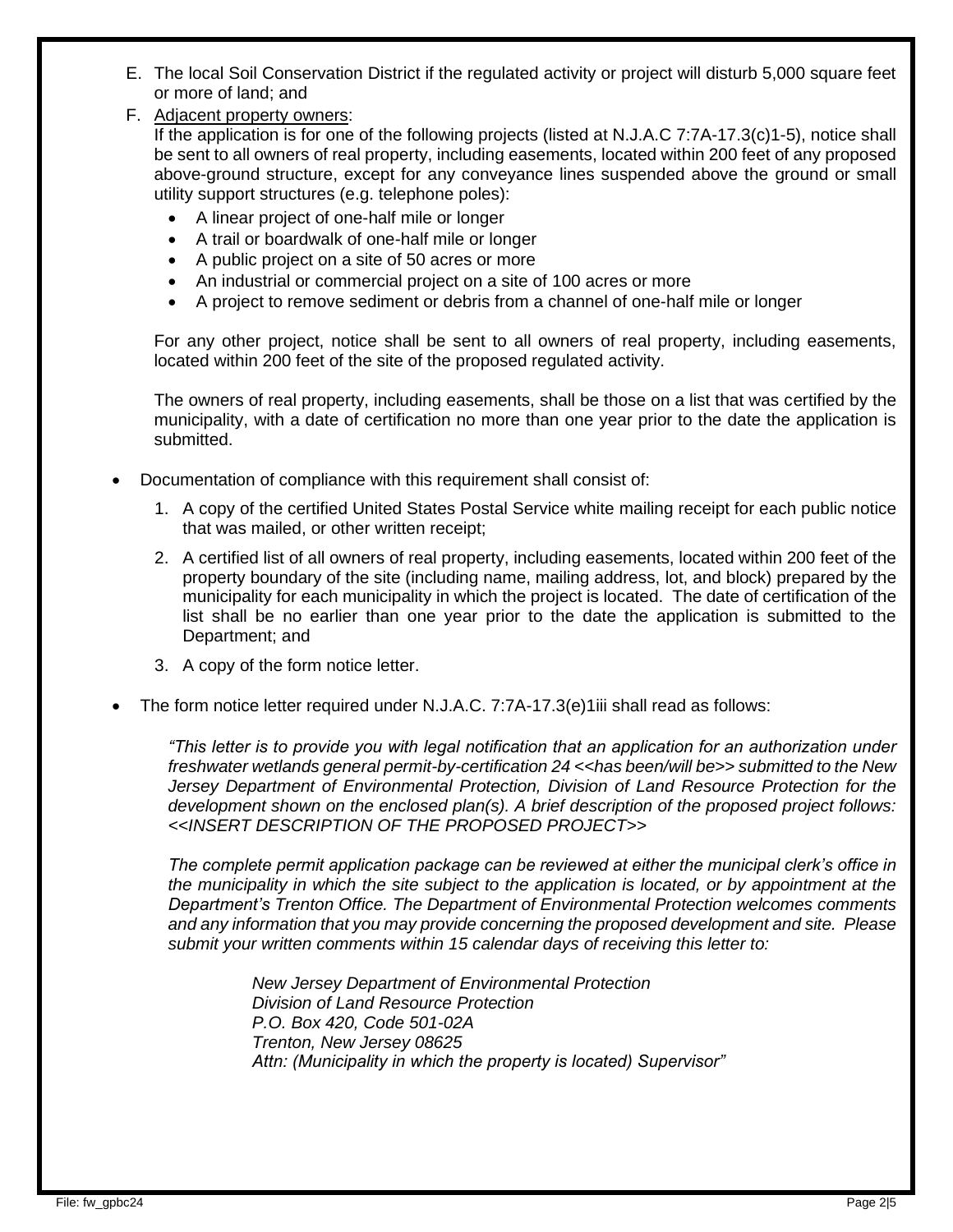E. The local Soil Conservation District if the regulated activity or project will disturb 5,000 square feet or more of land; and

F. Adjacent property owners:
If the application is for one of the following projects (listed at N.J.A.C 7:7A-17.3(c)1-5), notice shall be sent to all owners of real property, including easements, located within 200 feet of any proposed above-ground structure, except for any conveyance lines suspended above the ground or small utility support structures (e.g. telephone poles):

- A linear project of one-half mile or longer
- A trail or boardwalk of one-half mile or longer
- A public project on a site of 50 acres or more
- An industrial or commercial project on a site of 100 acres or more
- A project to remove sediment or debris from a channel of one-half mile or longer

For any other project, notice shall be sent to all owners of real property, including easements, located within 200 feet of the site of the proposed regulated activity.

The owners of real property, including easements, shall be those on a list that was certified by the municipality, with a date of certification no more than one year prior to the date the application is submitted.

- Documentation of compliance with this requirement shall consist of:

  1. A copy of the certified United States Postal Service white mailing receipt for each public notice that was mailed, or other written receipt;
  2. A certified list of all owners of real property, including easements, located within 200 feet of the property boundary of the site (including name, mailing address, lot, and block) prepared by the municipality for each municipality in which the project is located. The date of certification of the list shall be no earlier than one year prior to the date the application is submitted to the Department; and
  3. A copy of the form notice letter.

- The form notice letter required under N.J.A.C. 7:7A-17.3(e)1iii shall read as follows:

  *"This letter is to provide you with legal notification that an application for an authorization under freshwater wetlands general permit-by-certification 24 <<has been/will be>> submitted to the New Jersey Department of Environmental Protection, Division of Land Resource Protection for the development shown on the enclosed plan(s). A brief description of the proposed project follows: <<INSERT DESCRIPTION OF THE PROPOSED PROJECT>>*

  *The complete permit application package can be reviewed at either the municipal clerk's office in the municipality in which the site subject to the application is located, or by appointment at the Department's Trenton Office. The Department of Environmental Protection welcomes comments and any information that you may provide concerning the proposed development and site. Please submit your written comments within 15 calendar days of receiving this letter to:*

  *New Jersey Department of Environmental Protection*
  *Division of Land Resource Protection*
  *P.O. Box 420, Code 501-02A*
  *Trenton, New Jersey 08625*
  *Attn: (Municipality in which the property is located) Supervisor"*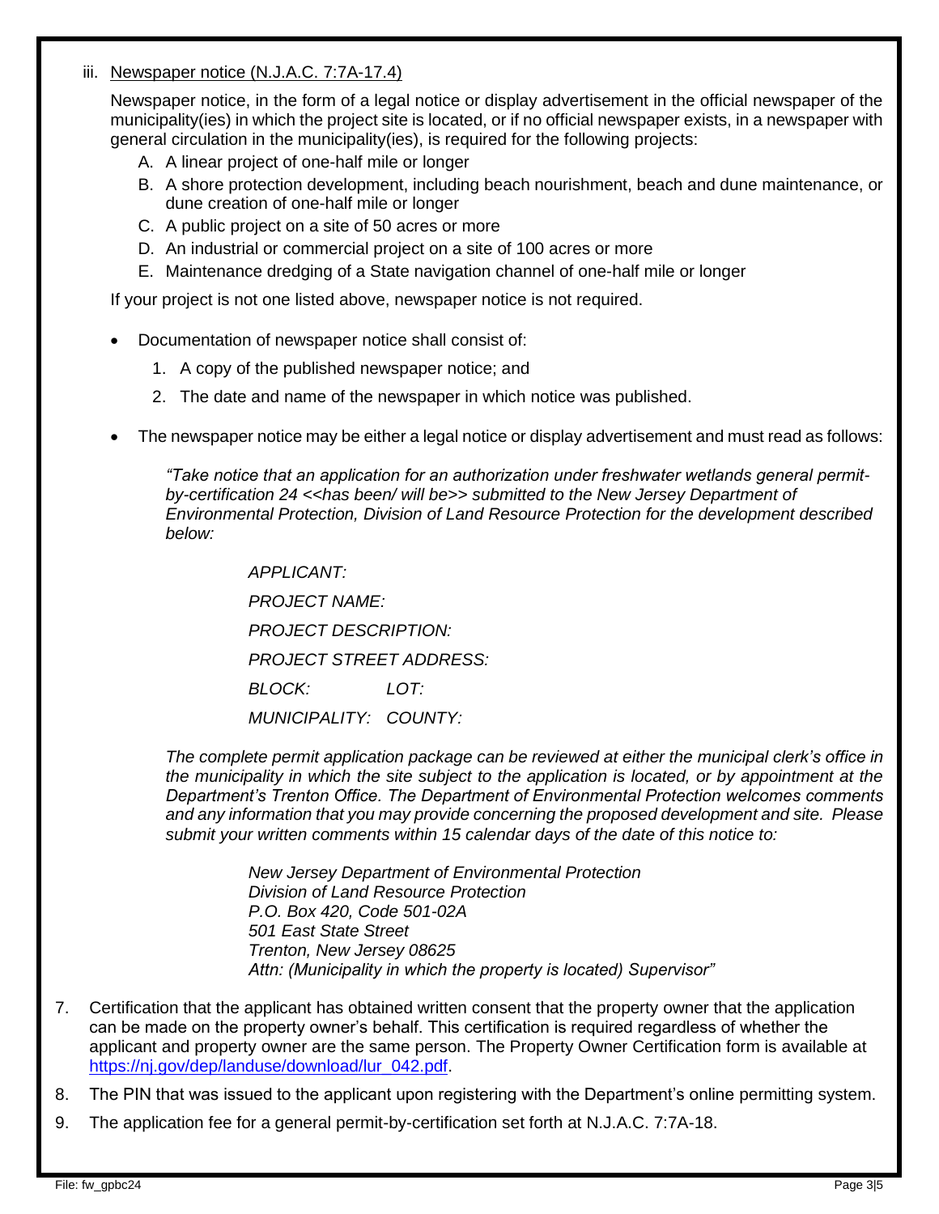iii. Newspaper notice (N.J.A.C. 7:7A-17.4)

Newspaper notice, in the form of a legal notice or display advertisement in the official newspaper of the municipality(ies) in which the project site is located, or if no official newspaper exists, in a newspaper with general circulation in the municipality(ies), is required for the following projects:

A. A linear project of one-half mile or longer
B. A shore protection development, including beach nourishment, beach and dune maintenance, or dune creation of one-half mile or longer
C. A public project on a site of 50 acres or more
D. An industrial or commercial project on a site of 100 acres or more
E. Maintenance dredging of a State navigation channel of one-half mile or longer

If your project is not one listed above, newspaper notice is not required.

- Documentation of newspaper notice shall consist of:
  1. A copy of the published newspaper notice; and
  2. The date and name of the newspaper in which notice was published.
- The newspaper notice may be either a legal notice or display advertisement and must read as follows:

*"Take notice that an application for an authorization under freshwater wetlands general permit-by-certification 24 <<has been/ will be>> submitted to the New Jersey Department of Environmental Protection, Division of Land Resource Protection for the development described below:*

*APPLICANT:*

*PROJECT NAME:*

*PROJECT DESCRIPTION:*

*PROJECT STREET ADDRESS:*

*BLOCK: LOT:*

*MUNICIPALITY: COUNTY:*

*The complete permit application package can be reviewed at either the municipal clerk's office in the municipality in which the site subject to the application is located, or by appointment at the Department's Trenton Office. The Department of Environmental Protection welcomes comments and any information that you may provide concerning the proposed development and site. Please submit your written comments within 15 calendar days of the date of this notice to:*

*New Jersey Department of Environmental Protection*
*Division of Land Resource Protection*
*P.O. Box 420, Code 501-02A*
*501 East State Street*
*Trenton, New Jersey 08625*
*Attn: (Municipality in which the property is located) Supervisor"*

7. Certification that the applicant has obtained written consent that the property owner that the application can be made on the property owner's behalf. This certification is required regardless of whether the applicant and property owner are the same person. The Property Owner Certification form is available at https://nj.gov/dep/landuse/download/lur_042.pdf.
8. The PIN that was issued to the applicant upon registering with the Department's online permitting system.
9. The application fee for a general permit-by-certification set forth at N.J.A.C. 7:7A-18.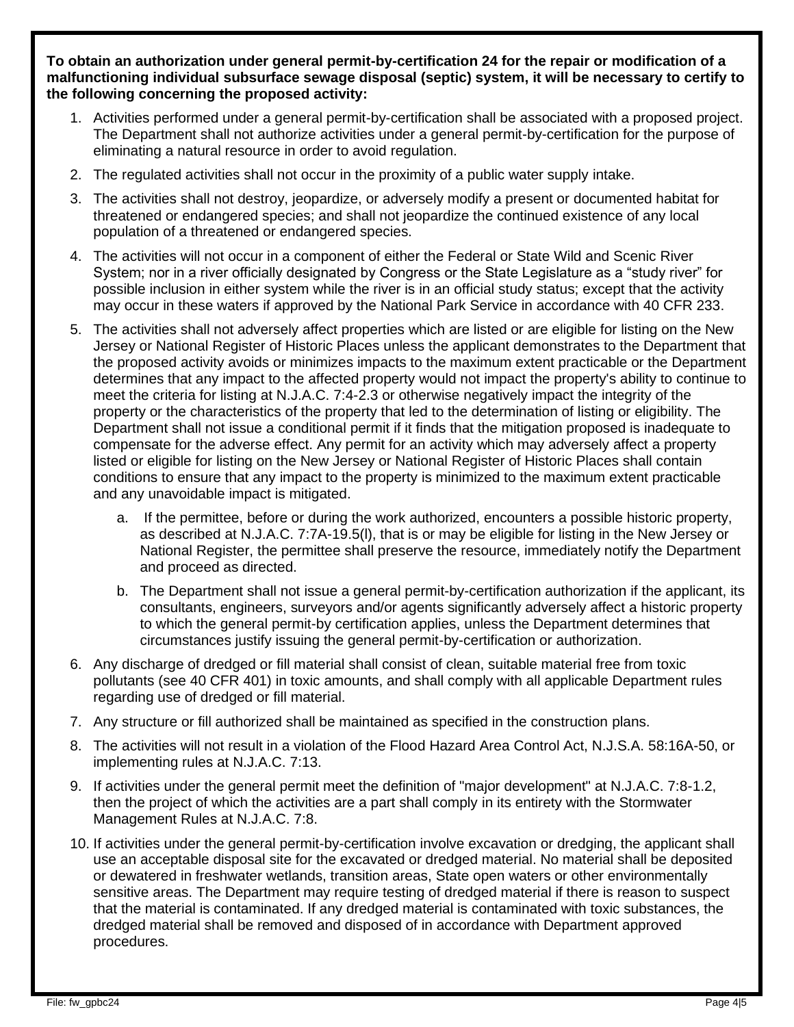**To obtain an authorization under general permit-by-certification 24 for the repair or modification of a malfunctioning individual subsurface sewage disposal (septic) system, it will be necessary to certify to the following concerning the proposed activity:**

1. Activities performed under a general permit-by-certification shall be associated with a proposed project. The Department shall not authorize activities under a general permit-by-certification for the purpose of eliminating a natural resource in order to avoid regulation.
2. The regulated activities shall not occur in the proximity of a public water supply intake.
3. The activities shall not destroy, jeopardize, or adversely modify a present or documented habitat for threatened or endangered species; and shall not jeopardize the continued existence of any local population of a threatened or endangered species.
4. The activities will not occur in a component of either the Federal or State Wild and Scenic River System; nor in a river officially designated by Congress or the State Legislature as a "study river" for possible inclusion in either system while the river is in an official study status; except that the activity may occur in these waters if approved by the National Park Service in accordance with 40 CFR 233.
5. The activities shall not adversely affect properties which are listed or are eligible for listing on the New Jersey or National Register of Historic Places unless the applicant demonstrates to the Department that the proposed activity avoids or minimizes impacts to the maximum extent practicable or the Department determines that any impact to the affected property would not impact the property's ability to continue to meet the criteria for listing at N.J.A.C. 7:4-2.3 or otherwise negatively impact the integrity of the property or the characteristics of the property that led to the determination of listing or eligibility. The Department shall not issue a conditional permit if it finds that the mitigation proposed is inadequate to compensate for the adverse effect. Any permit for an activity which may adversely affect a property listed or eligible for listing on the New Jersey or National Register of Historic Places shall contain conditions to ensure that any impact to the property is minimized to the maximum extent practicable and any unavoidable impact is mitigated.
   a. If the permittee, before or during the work authorized, encounters a possible historic property, as described at N.J.A.C. 7:7A-19.5(l), that is or may be eligible for listing in the New Jersey or National Register, the permittee shall preserve the resource, immediately notify the Department and proceed as directed.
   b. The Department shall not issue a general permit-by-certification authorization if the applicant, its consultants, engineers, surveyors and/or agents significantly adversely affect a historic property to which the general permit-by certification applies, unless the Department determines that circumstances justify issuing the general permit-by-certification or authorization.
6. Any discharge of dredged or fill material shall consist of clean, suitable material free from toxic pollutants (see 40 CFR 401) in toxic amounts, and shall comply with all applicable Department rules regarding use of dredged or fill material.
7. Any structure or fill authorized shall be maintained as specified in the construction plans.
8. The activities will not result in a violation of the Flood Hazard Area Control Act, N.J.S.A. 58:16A-50, or implementing rules at N.J.A.C. 7:13.
9. If activities under the general permit meet the definition of "major development" at N.J.A.C. 7:8-1.2, then the project of which the activities are a part shall comply in its entirety with the Stormwater Management Rules at N.J.A.C. 7:8.
10. If activities under the general permit-by-certification involve excavation or dredging, the applicant shall use an acceptable disposal site for the excavated or dredged material. No material shall be deposited or dewatered in freshwater wetlands, transition areas, State open waters or other environmentally sensitive areas. The Department may require testing of dredged material if there is reason to suspect that the material is contaminated. If any dredged material is contaminated with toxic substances, the dredged material shall be removed and disposed of in accordance with Department approved procedures.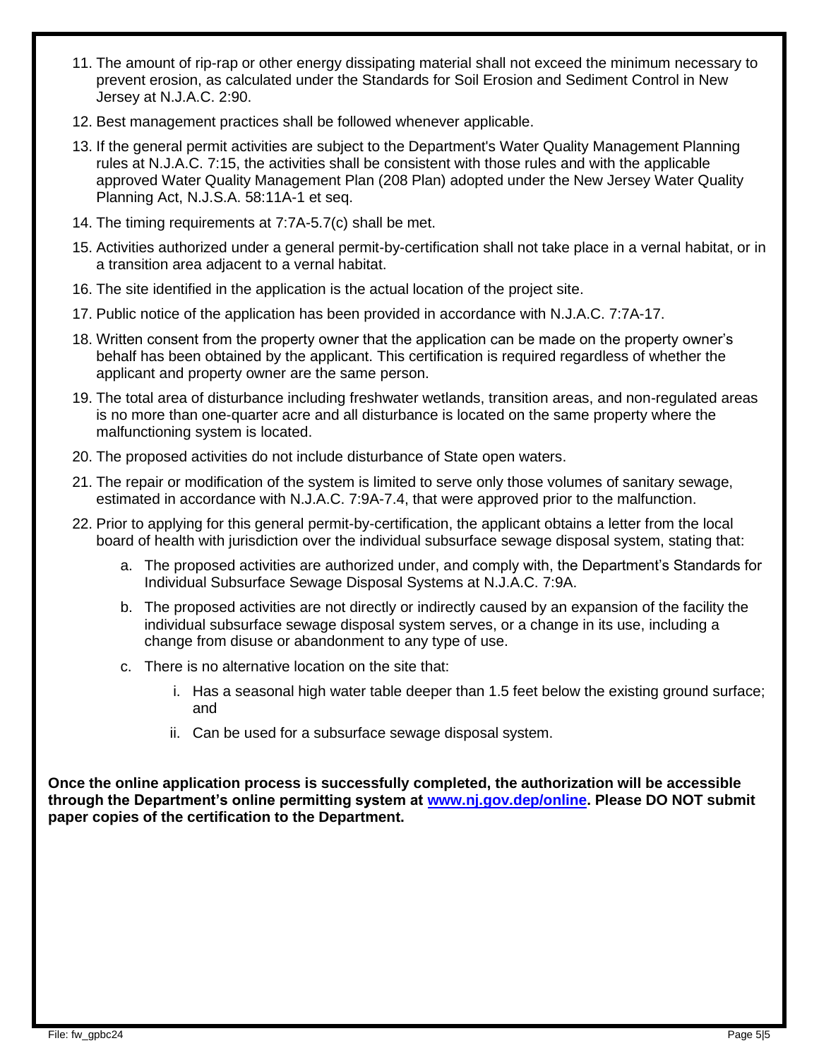11. The amount of rip-rap or other energy dissipating material shall not exceed the minimum necessary to prevent erosion, as calculated under the Standards for Soil Erosion and Sediment Control in New Jersey at N.J.A.C. 2:90.

12. Best management practices shall be followed whenever applicable.

13. If the general permit activities are subject to the Department's Water Quality Management Planning rules at N.J.A.C. 7:15, the activities shall be consistent with those rules and with the applicable approved Water Quality Management Plan (208 Plan) adopted under the New Jersey Water Quality Planning Act, N.J.S.A. 58:11A-1 et seq.

14. The timing requirements at 7:7A-5.7(c) shall be met.

15. Activities authorized under a general permit-by-certification shall not take place in a vernal habitat, or in a transition area adjacent to a vernal habitat.

16. The site identified in the application is the actual location of the project site.

17. Public notice of the application has been provided in accordance with N.J.A.C. 7:7A-17.

18. Written consent from the property owner that the application can be made on the property owner's behalf has been obtained by the applicant. This certification is required regardless of whether the applicant and property owner are the same person.

19. The total area of disturbance including freshwater wetlands, transition areas, and non-regulated areas is no more than one-quarter acre and all disturbance is located on the same property where the malfunctioning system is located.

20. The proposed activities do not include disturbance of State open waters.

21. The repair or modification of the system is limited to serve only those volumes of sanitary sewage, estimated in accordance with N.J.A.C. 7:9A-7.4, that were approved prior to the malfunction.

22. Prior to applying for this general permit-by-certification, the applicant obtains a letter from the local board of health with jurisdiction over the individual subsurface sewage disposal system, stating that:

    a. The proposed activities are authorized under, and comply with, the Department's Standards for Individual Subsurface Sewage Disposal Systems at N.J.A.C. 7:9A.

    b. The proposed activities are not directly or indirectly caused by an expansion of the facility the individual subsurface sewage disposal system serves, or a change in its use, including a change from disuse or abandonment to any type of use.

    c. There is no alternative location on the site that:

        i. Has a seasonal high water table deeper than 1.5 feet below the existing ground surface; and

        ii. Can be used for a subsurface sewage disposal system.

**Once the online application process is successfully completed, the authorization will be accessible through the Department's online permitting system at [www.nj.gov.dep/online](www.nj.gov.dep/online). Please DO NOT submit paper copies of the certification to the Department.**